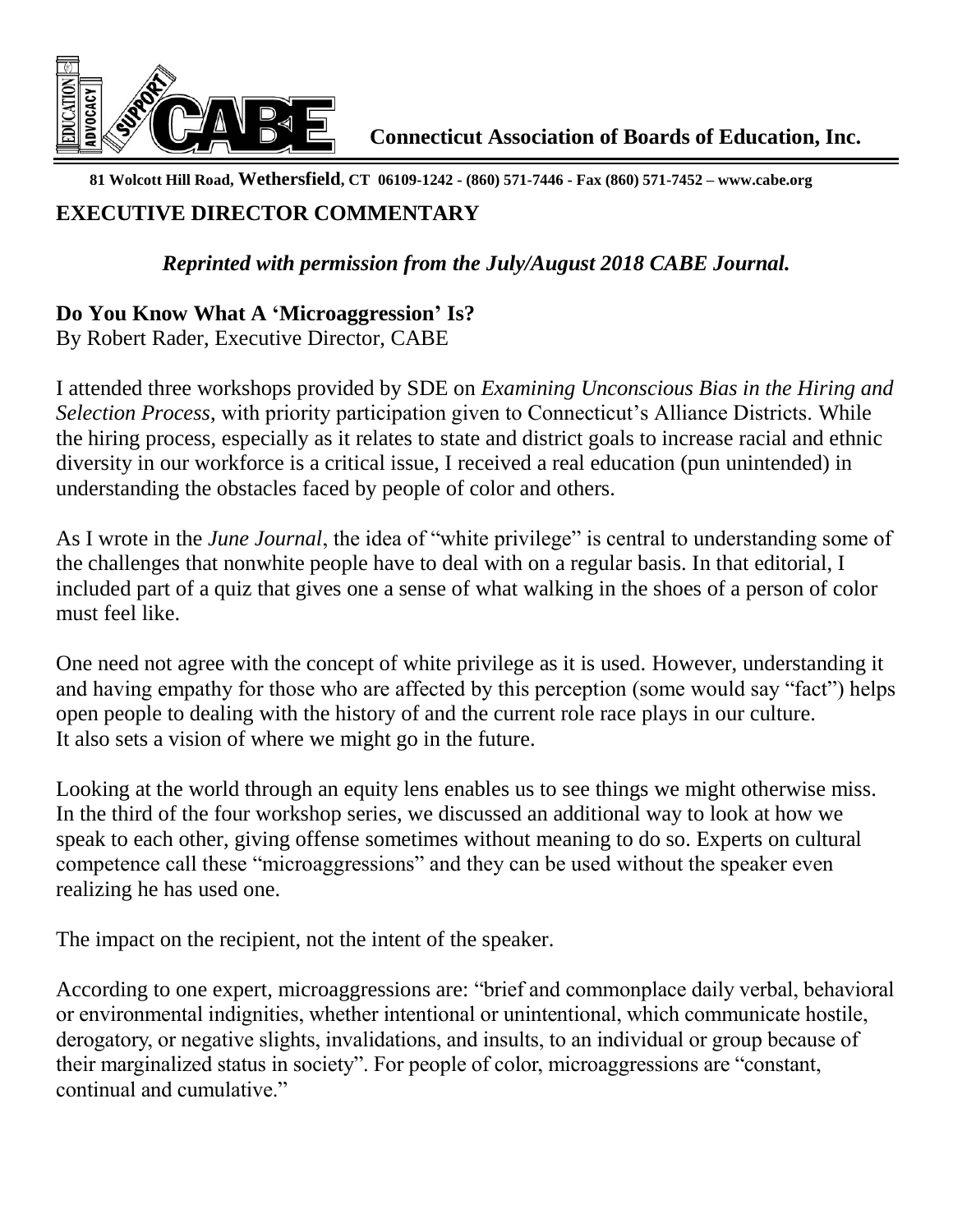**Connecticut Association of Boards of Education, Inc.**

81 Wolcott Hill Road, Wethersfield, CT 06109-1242 - (860) 571-7446 - Fax (860) 571-7452 – www.cabe.org

## EXECUTIVE DIRECTOR COMMENTARY

***Reprinted with permission from the July/August 2018 CABE Journal.***

### Do You Know What A 'Microaggression' Is?

By Robert Rader, Executive Director, CABE

I attended three workshops provided by SDE on *Examining Unconscious Bias in the Hiring and Selection Process*, with priority participation given to Connecticut's Alliance Districts. While the hiring process, especially as it relates to state and district goals to increase racial and ethnic diversity in our workforce is a critical issue, I received a real education (pun unintended) in understanding the obstacles faced by people of color and others.

As I wrote in the *June Journal*, the idea of "white privilege" is central to understanding some of the challenges that nonwhite people have to deal with on a regular basis. In that editorial, I included part of a quiz that gives one a sense of what walking in the shoes of a person of color must feel like.

One need not agree with the concept of white privilege as it is used. However, understanding it and having empathy for those who are affected by this perception (some would say "fact") helps open people to dealing with the history of and the current role race plays in our culture. It also sets a vision of where we might go in the future.

Looking at the world through an equity lens enables us to see things we might otherwise miss. In the third of the four workshop series, we discussed an additional way to look at how we speak to each other, giving offense sometimes without meaning to do so. Experts on cultural competence call these "microaggressions" and they can be used without the speaker even realizing he has used one.

The impact on the recipient, not the intent of the speaker.

According to one expert, microaggressions are: "brief and commonplace daily verbal, behavioral or environmental indignities, whether intentional or unintentional, which communicate hostile, derogatory, or negative slights, invalidations, and insults, to an individual or group because of their marginalized status in society". For people of color, microaggressions are "constant, continual and cumulative."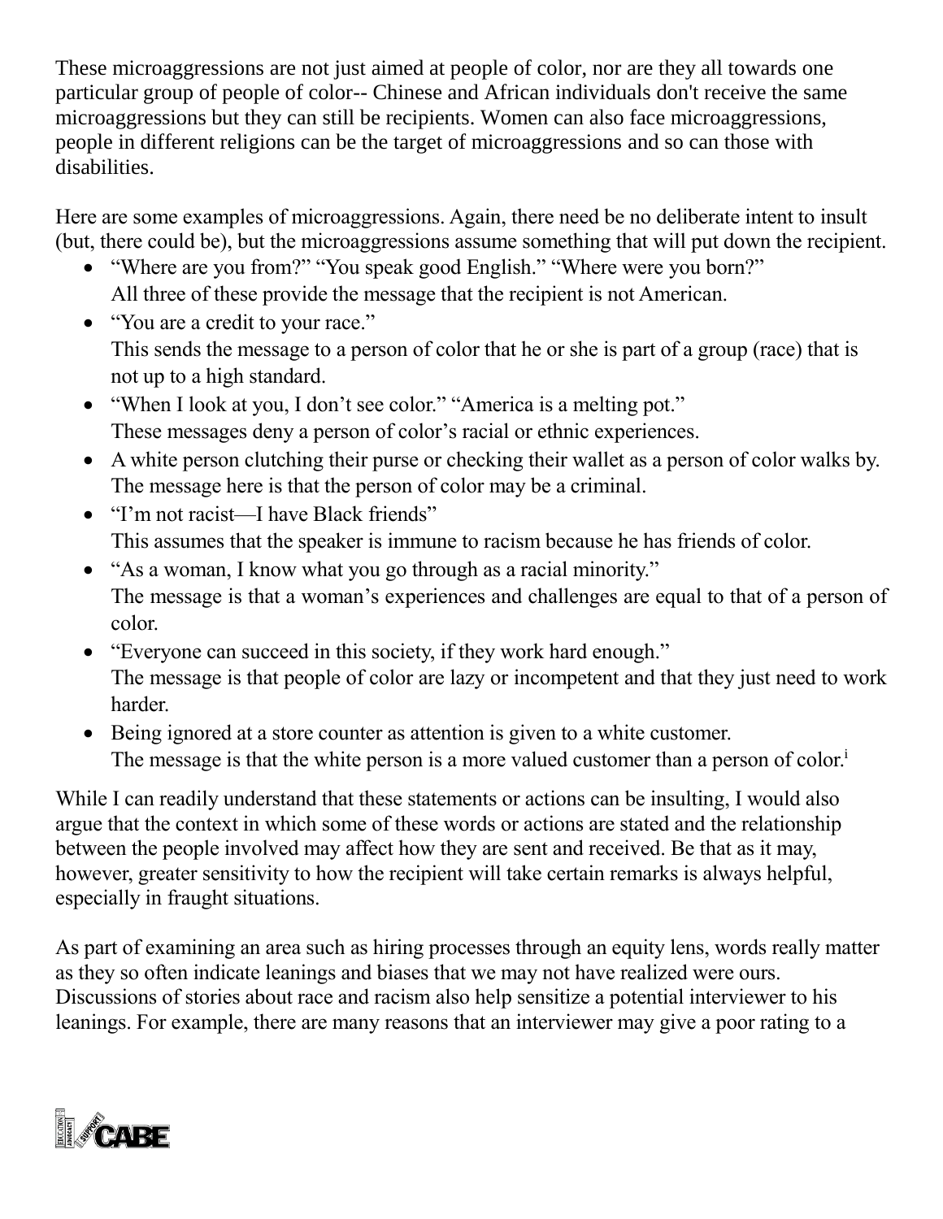These microaggressions are not just aimed at people of color, nor are they all towards one particular group of people of color-- Chinese and African individuals don't receive the same microaggressions but they can still be recipients. Women can also face microaggressions, people in different religions can be the target of microaggressions and so can those with disabilities.

Here are some examples of microaggressions. Again, there need be no deliberate intent to insult (but, there could be), but the microaggressions assume something that will put down the recipient.

- "Where are you from?" "You speak good English." "Where were you born?"
  All three of these provide the message that the recipient is not American.
- "You are a credit to your race."
  This sends the message to a person of color that he or she is part of a group (race) that is not up to a high standard.
- "When I look at you, I don't see color." "America is a melting pot."
  These messages deny a person of color's racial or ethnic experiences.
- A white person clutching their purse or checking their wallet as a person of color walks by.
  The message here is that the person of color may be a criminal.
- "I'm not racist—I have Black friends"
  This assumes that the speaker is immune to racism because he has friends of color.
- "As a woman, I know what you go through as a racial minority."
  The message is that a woman's experiences and challenges are equal to that of a person of color.
- "Everyone can succeed in this society, if they work hard enough."
  The message is that people of color are lazy or incompetent and that they just need to work harder.
- Being ignored at a store counter as attention is given to a white customer.
  The message is that the white person is a more valued customer than a person of color.[i]

While I can readily understand that these statements or actions can be insulting, I would also argue that the context in which some of these words or actions are stated and the relationship between the people involved may affect how they are sent and received. Be that as it may, however, greater sensitivity to how the recipient will take certain remarks is always helpful, especially in fraught situations.

As part of examining an area such as hiring processes through an equity lens, words really matter as they so often indicate leanings and biases that we may not have realized were ours. Discussions of stories about race and racism also help sensitize a potential interviewer to his leanings. For example, there are many reasons that an interviewer may give a poor rating to a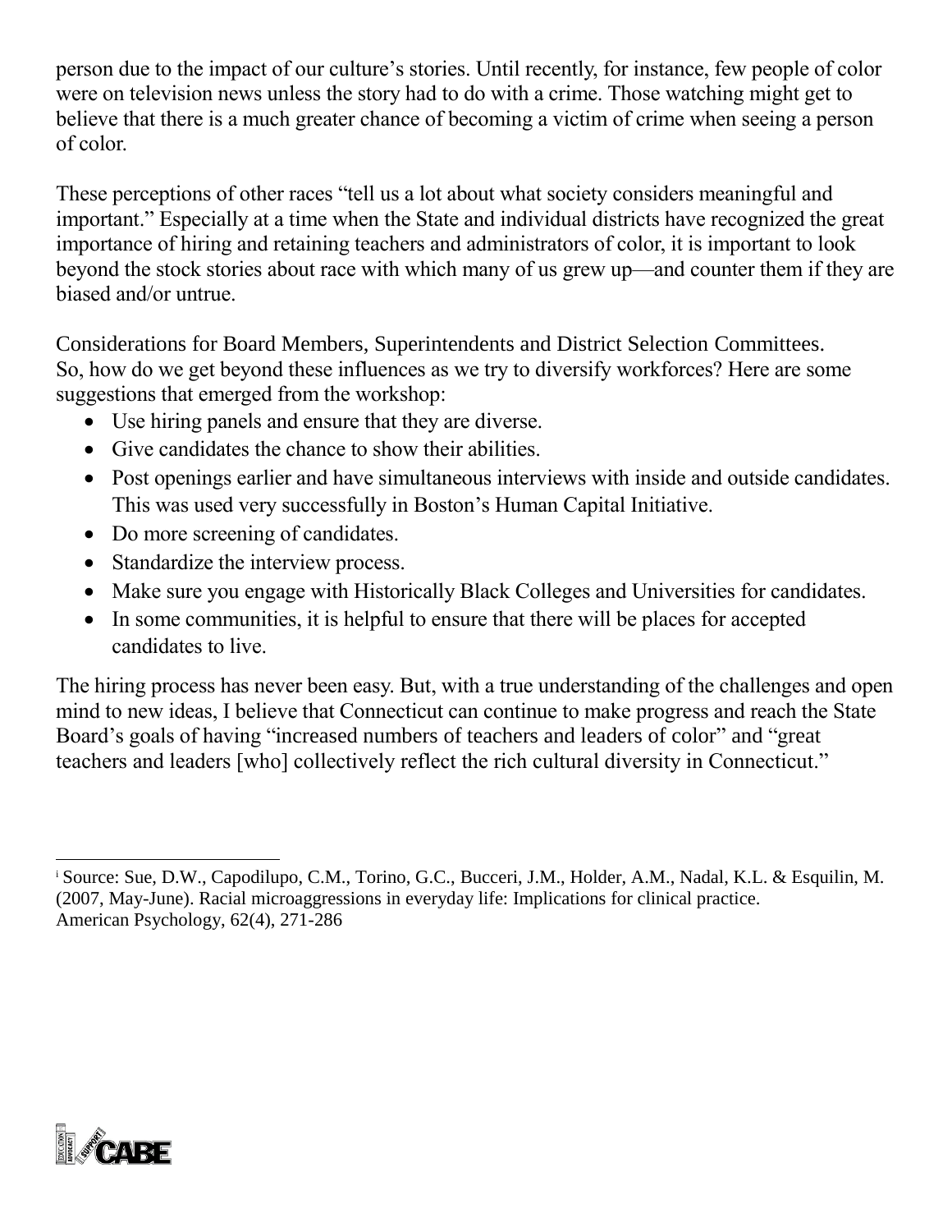person due to the impact of our culture's stories. Until recently, for instance, few people of color were on television news unless the story had to do with a crime. Those watching might get to believe that there is a much greater chance of becoming a victim of crime when seeing a person of color.

These perceptions of other races "tell us a lot about what society considers meaningful and important." Especially at a time when the State and individual districts have recognized the great importance of hiring and retaining teachers and administrators of color, it is important to look beyond the stock stories about race with which many of us grew up—and counter them if they are biased and/or untrue.

Considerations for Board Members, Superintendents and District Selection Committees.
So, how do we get beyond these influences as we try to diversify workforces? Here are some suggestions that emerged from the workshop:

- Use hiring panels and ensure that they are diverse.
- Give candidates the chance to show their abilities.
- Post openings earlier and have simultaneous interviews with inside and outside candidates. This was used very successfully in Boston's Human Capital Initiative.
- Do more screening of candidates.
- Standardize the interview process.
- Make sure you engage with Historically Black Colleges and Universities for candidates.
- In some communities, it is helpful to ensure that there will be places for accepted candidates to live.

The hiring process has never been easy. But, with a true understanding of the challenges and open mind to new ideas, I believe that Connecticut can continue to make progress and reach the State Board's goals of having "increased numbers of teachers and leaders of color" and "great teachers and leaders [who] collectively reflect the rich cultural diversity in Connecticut."

---

[i] Source: Sue, D.W., Capodilupo, C.M., Torino, G.C., Bucceri, J.M., Holder, A.M., Nadal, K.L. & Esquilin, M. (2007, May-June). Racial microaggressions in everyday life: Implications for clinical practice. American Psychology, 62(4), 271-286